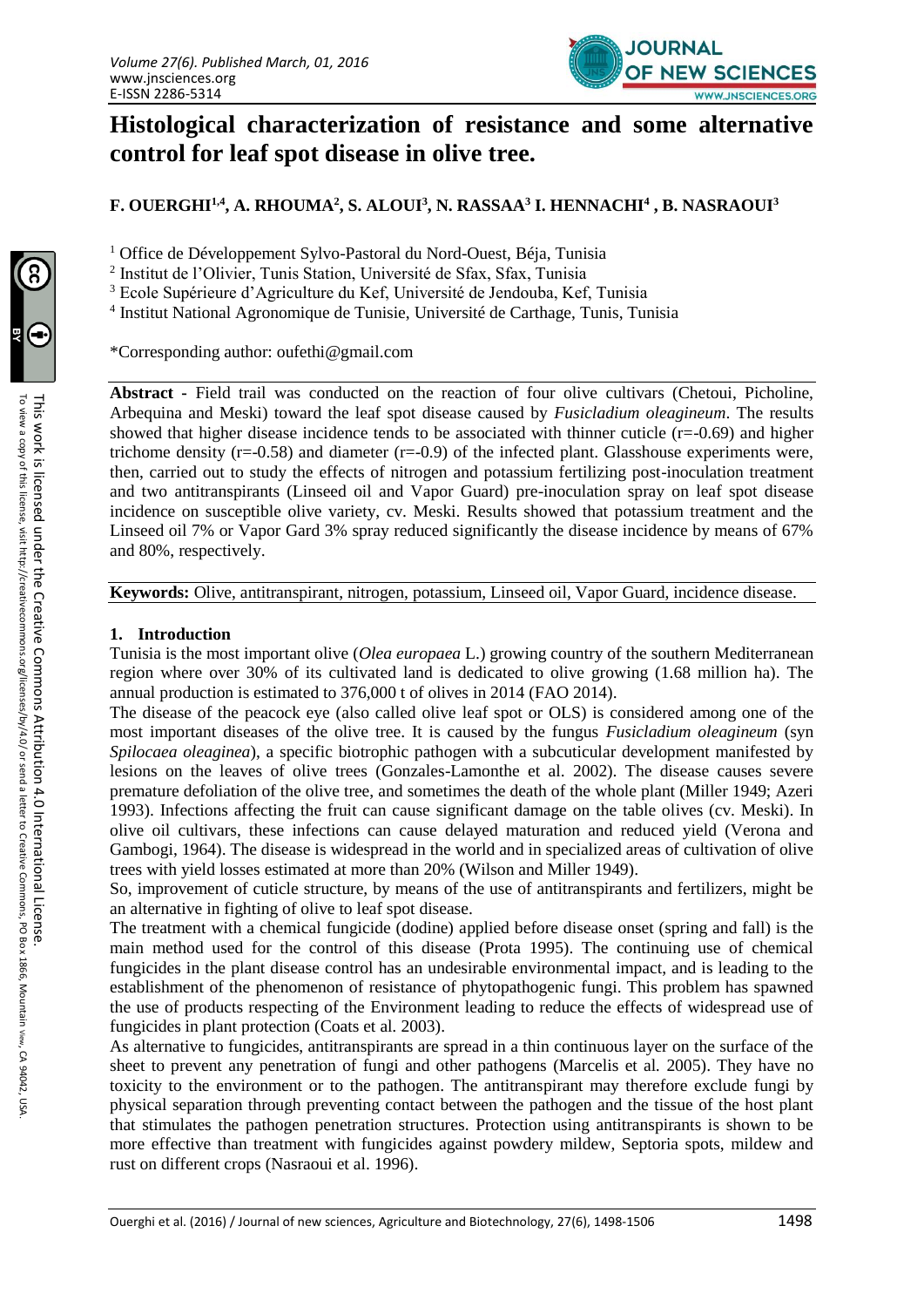# Histological characterization of resistance and some alternative control for leaf spot disease in olive tree.

**F. OUERGHI[1,4], A. RHOUMA[2], S. ALOUI[3], N. RASSAA[3] I. HENNACHI[4] , B. NASRAOUI[3]**

[1] Office de Développement Sylvo-Pastoral du Nord-Ouest, Béja, Tunisia
[2] Institut de l'Olivier, Tunis Station, Université de Sfax, Sfax, Tunisia
[3] Ecole Supérieure d'Agriculture du Kef, Université de Jendouba, Kef, Tunisia
[4] Institut National Agronomique de Tunisie, Université de Carthage, Tunis, Tunisia

*Corresponding author: oufethi@gmail.com

**Abstract -** Field trail was conducted on the reaction of four olive cultivars (Chetoui, Picholine, Arbequina and Meski) toward the leaf spot disease caused by *Fusicladium oleagineum*. The results showed that higher disease incidence tends to be associated with thinner cuticle ($r=-0.69$) and higher trichome density ($r=-0.58$) and diameter ($r=-0.9$) of the infected plant. Glasshouse experiments were, then, carried out to study the effects of nitrogen and potassium fertilizing post-inoculation treatment and two antitranspirants (Linseed oil and Vapor Guard) pre-inoculation spray on leaf spot disease incidence on susceptible olive variety, cv. Meski. Results showed that potassium treatment and the Linseed oil 7% or Vapor Gard 3% spray reduced significantly the disease incidence by means of 67% and 80%, respectively.

**Keywords:** Olive, antitranspirant, nitrogen, potassium, Linseed oil, Vapor Guard, incidence disease.

## 1. Introduction

Tunisia is the most important olive (*Olea europaea* L.) growing country of the southern Mediterranean region where over 30% of its cultivated land is dedicated to olive growing (1.68 million ha). The annual production is estimated to 376,000 t of olives in 2014 (FAO 2014).

The disease of the peacock eye (also called olive leaf spot or OLS) is considered among one of the most important diseases of the olive tree. It is caused by the fungus *Fusicladium oleagineum* (syn *Spilocaea oleaginea*), a specific biotrophic pathogen with a subcuticular development manifested by lesions on the leaves of olive trees (Gonzales-Lamonthe et al. 2002). The disease causes severe premature defoliation of the olive tree, and sometimes the death of the whole plant (Miller 1949; Azeri 1993). Infections affecting the fruit can cause significant damage on the table olives (cv. Meski). In olive oil cultivars, these infections can cause delayed maturation and reduced yield (Verona and Gambogi, 1964). The disease is widespread in the world and in specialized areas of cultivation of olive trees with yield losses estimated at more than 20% (Wilson and Miller 1949).

So, improvement of cuticle structure, by means of the use of antitranspirants and fertilizers, might be an alternative in fighting of olive to leaf spot disease.

The treatment with a chemical fungicide (dodine) applied before disease onset (spring and fall) is the main method used for the control of this disease (Prota 1995). The continuing use of chemical fungicides in the plant disease control has an undesirable environmental impact, and is leading to the establishment of the phenomenon of resistance of phytopathogenic fungi. This problem has spawned the use of products respecting of the Environment leading to reduce the effects of widespread use of fungicides in plant protection (Coats et al. 2003).

As alternative to fungicides, antitranspirants are spread in a thin continuous layer on the surface of the sheet to prevent any penetration of fungi and other pathogens (Marcelis et al. 2005). They have no toxicity to the environment or to the pathogen. The antitranspirant may therefore exclude fungi by physical separation through preventing contact between the pathogen and the tissue of the host plant that stimulates the pathogen penetration structures. Protection using antitranspirants is shown to be more effective than treatment with fungicides against powdery mildew, Septoria spots, mildew and rust on different crops (Nasraoui et al. 1996).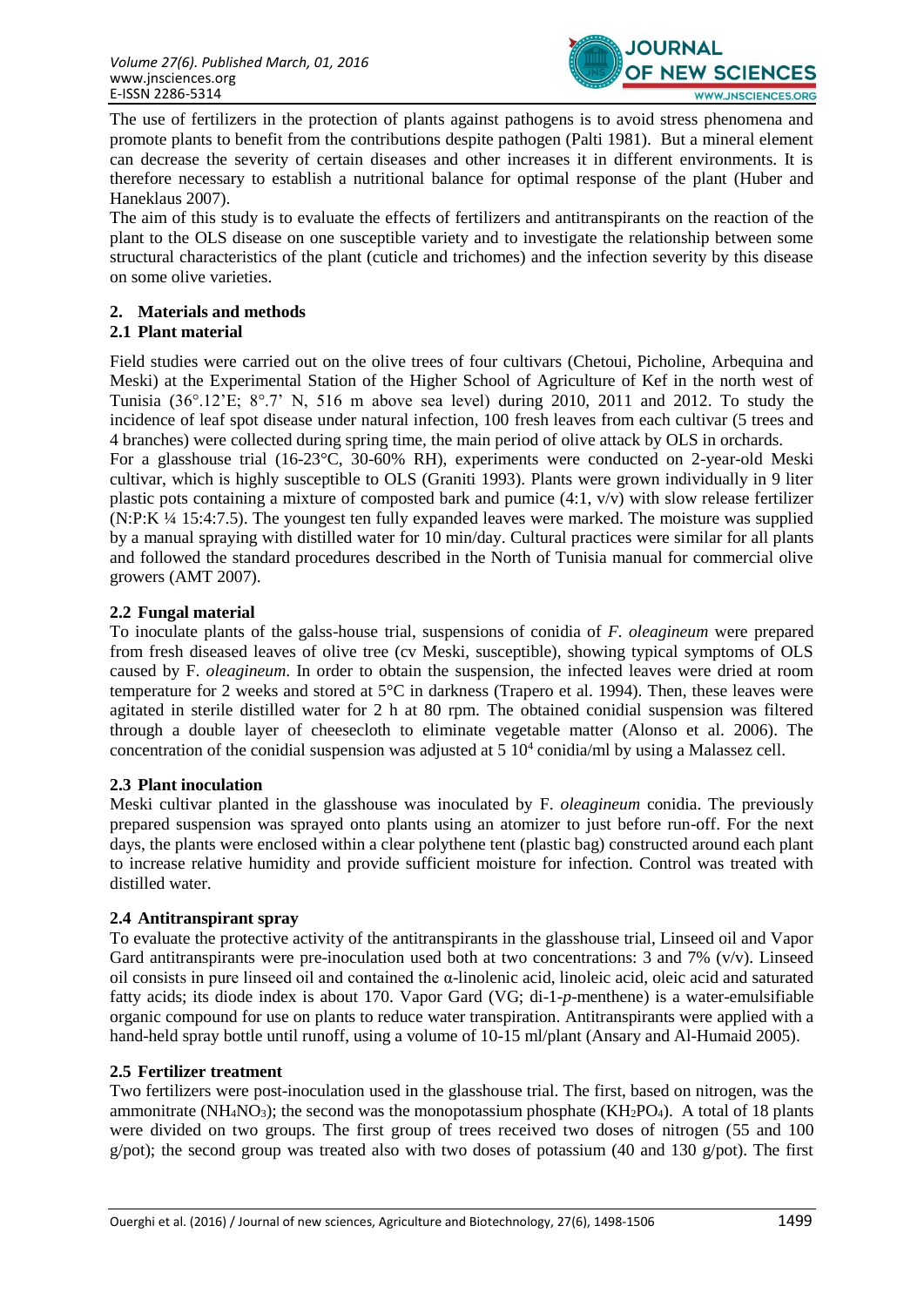The use of fertilizers in the protection of plants against pathogens is to avoid stress phenomena and promote plants to benefit from the contributions despite pathogen (Palti 1981). But a mineral element can decrease the severity of certain diseases and other increases it in different environments. It is therefore necessary to establish a nutritional balance for optimal response of the plant (Huber and Haneklaus 2007).

The aim of this study is to evaluate the effects of fertilizers and antitranspirants on the reaction of the plant to the OLS disease on one susceptible variety and to investigate the relationship between some structural characteristics of the plant (cuticle and trichomes) and the infection severity by this disease on some olive varieties.

## 2. Materials and methods

### 2.1 Plant material

Field studies were carried out on the olive trees of four cultivars (Chetoui, Picholine, Arbequina and Meski) at the Experimental Station of the Higher School of Agriculture of Kef in the north west of Tunisia (36°.12'E; 8°.7' N, 516 m above sea level) during 2010, 2011 and 2012. To study the incidence of leaf spot disease under natural infection, 100 fresh leaves from each cultivar (5 trees and 4 branches) were collected during spring time, the main period of olive attack by OLS in orchards.

For a glasshouse trial (16-23°C, 30-60% RH), experiments were conducted on 2-year-old Meski cultivar, which is highly susceptible to OLS (Graniti 1993). Plants were grown individually in 9 liter plastic pots containing a mixture of composted bark and pumice (4:1, v/v) with slow release fertilizer (N:P:K ¼ 15:4:7.5). The youngest ten fully expanded leaves were marked. The moisture was supplied by a manual spraying with distilled water for 10 min/day. Cultural practices were similar for all plants and followed the standard procedures described in the North of Tunisia manual for commercial olive growers (AMT 2007).

### 2.2 Fungal material

To inoculate plants of the galss-house trial, suspensions of conidia of *F. oleagineum* were prepared from fresh diseased leaves of olive tree (cv Meski, susceptible), showing typical symptoms of OLS caused by F. *oleagineum*. In order to obtain the suspension, the infected leaves were dried at room temperature for 2 weeks and stored at 5°C in darkness (Trapero et al. 1994). Then, these leaves were agitated in sterile distilled water for 2 h at 80 rpm. The obtained conidial suspension was filtered through a double layer of cheesecloth to eliminate vegetable matter (Alonso et al. 2006). The concentration of the conidial suspension was adjusted at 5 $10^4$ conidia/ml by using a Malassez cell.

### 2.3 Plant inoculation

Meski cultivar planted in the glasshouse was inoculated by F. *oleagineum* conidia. The previously prepared suspension was sprayed onto plants using an atomizer to just before run-off. For the next days, the plants were enclosed within a clear polythene tent (plastic bag) constructed around each plant to increase relative humidity and provide sufficient moisture for infection. Control was treated with distilled water.

### 2.4 Antitranspirant spray

To evaluate the protective activity of the antitranspirants in the glasshouse trial, Linseed oil and Vapor Gard antitranspirants were pre-inoculation used both at two concentrations: 3 and 7% (v/v). Linseed oil consists in pure linseed oil and contained the α-linolenic acid, linoleic acid, oleic acid and saturated fatty acids; its diode index is about 170. Vapor Gard (VG; di-1-*p*-menthene) is a water-emulsifiable organic compound for use on plants to reduce water transpiration. Antitranspirants were applied with a hand-held spray bottle until runoff, using a volume of 10-15 ml/plant (Ansary and Al-Humaid 2005).

### 2.5 Fertilizer treatment

Two fertilizers were post-inoculation used in the glasshouse trial. The first, based on nitrogen, was the ammonitrate ($NH_4NO_3$); the second was the monopotassium phosphate ($KH_2PO_4$). A total of 18 plants were divided on two groups. The first group of trees received two doses of nitrogen (55 and 100 g/pot); the second group was treated also with two doses of potassium (40 and 130 g/pot). The first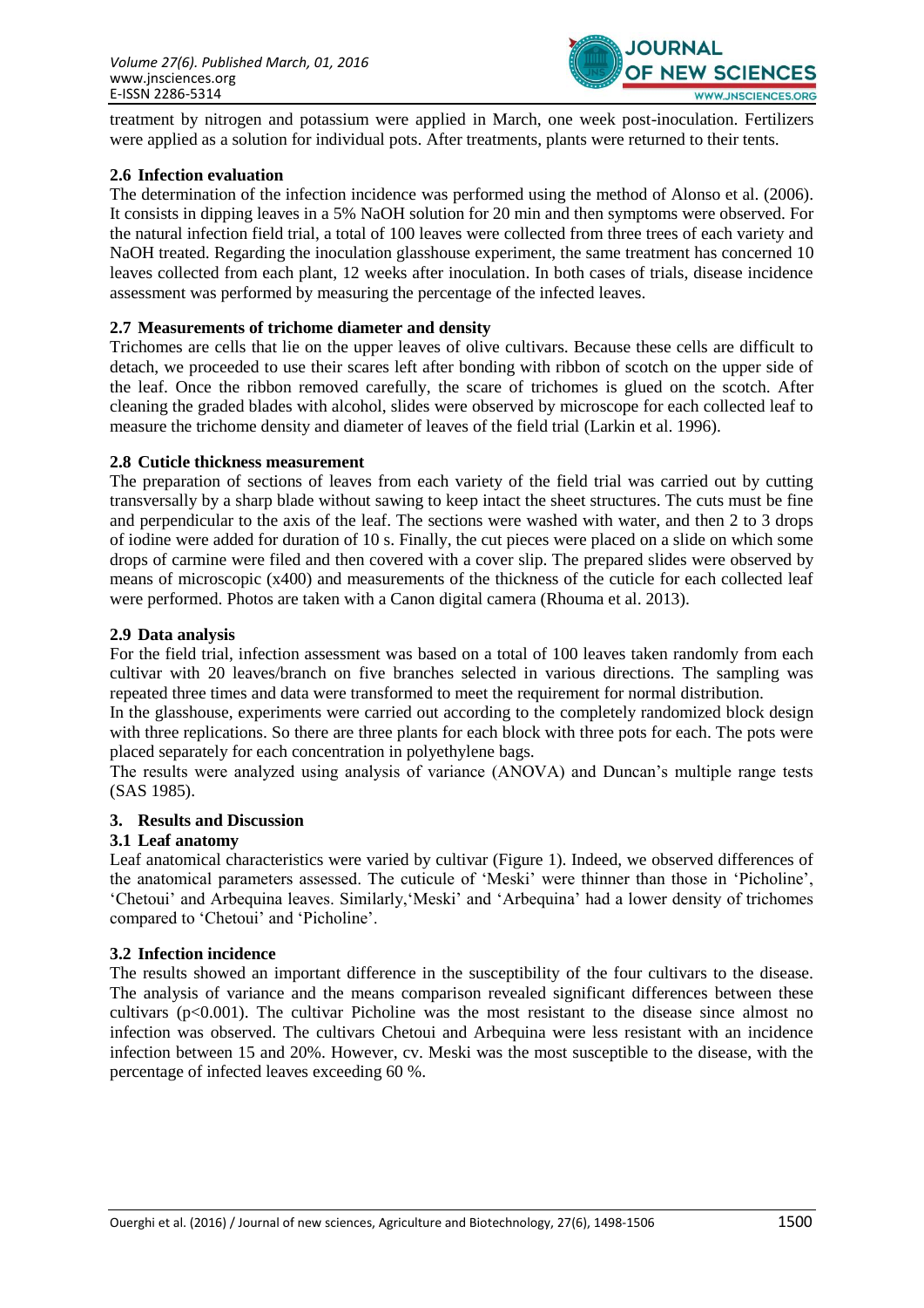treatment by nitrogen and potassium were applied in March, one week post-inoculation. Fertilizers were applied as a solution for individual pots. After treatments, plants were returned to their tents.

### 2.6 Infection evaluation

The determination of the infection incidence was performed using the method of Alonso et al. (2006). It consists in dipping leaves in a 5% NaOH solution for 20 min and then symptoms were observed. For the natural infection field trial, a total of 100 leaves were collected from three trees of each variety and NaOH treated. Regarding the inoculation glasshouse experiment, the same treatment has concerned 10 leaves collected from each plant, 12 weeks after inoculation. In both cases of trials, disease incidence assessment was performed by measuring the percentage of the infected leaves.

### 2.7 Measurements of trichome diameter and density

Trichomes are cells that lie on the upper leaves of olive cultivars. Because these cells are difficult to detach, we proceeded to use their scares left after bonding with ribbon of scotch on the upper side of the leaf. Once the ribbon removed carefully, the scare of trichomes is glued on the scotch. After cleaning the graded blades with alcohol, slides were observed by microscope for each collected leaf to measure the trichome density and diameter of leaves of the field trial (Larkin et al. 1996).

### 2.8 Cuticle thickness measurement

The preparation of sections of leaves from each variety of the field trial was carried out by cutting transversally by a sharp blade without sawing to keep intact the sheet structures. The cuts must be fine and perpendicular to the axis of the leaf. The sections were washed with water, and then 2 to 3 drops of iodine were added for duration of 10 s. Finally, the cut pieces were placed on a slide on which some drops of carmine were filed and then covered with a cover slip. The prepared slides were observed by means of microscopic (x400) and measurements of the thickness of the cuticle for each collected leaf were performed. Photos are taken with a Canon digital camera (Rhouma et al. 2013).

### 2.9 Data analysis

For the field trial, infection assessment was based on a total of 100 leaves taken randomly from each cultivar with 20 leaves/branch on five branches selected in various directions. The sampling was repeated three times and data were transformed to meet the requirement for normal distribution.

In the glasshouse, experiments were carried out according to the completely randomized block design with three replications. So there are three plants for each block with three pots for each. The pots were placed separately for each concentration in polyethylene bags.

The results were analyzed using analysis of variance (ANOVA) and Duncan's multiple range tests (SAS 1985).

## 3. Results and Discussion

### 3.1 Leaf anatomy

Leaf anatomical characteristics were varied by cultivar (Figure 1). Indeed, we observed differences of the anatomical parameters assessed. The cuticule of 'Meski' were thinner than those in 'Picholine', 'Chetoui' and Arbequina leaves. Similarly,'Meski' and 'Arbequina' had a lower density of trichomes compared to 'Chetoui' and 'Picholine'.

### 3.2 Infection incidence

The results showed an important difference in the susceptibility of the four cultivars to the disease. The analysis of variance and the means comparison revealed significant differences between these cultivars ($p<0.001$). The cultivar Picholine was the most resistant to the disease since almost no infection was observed. The cultivars Chetoui and Arbequina were less resistant with an incidence infection between 15 and 20%. However, cv. Meski was the most susceptible to the disease, with the percentage of infected leaves exceeding 60 %.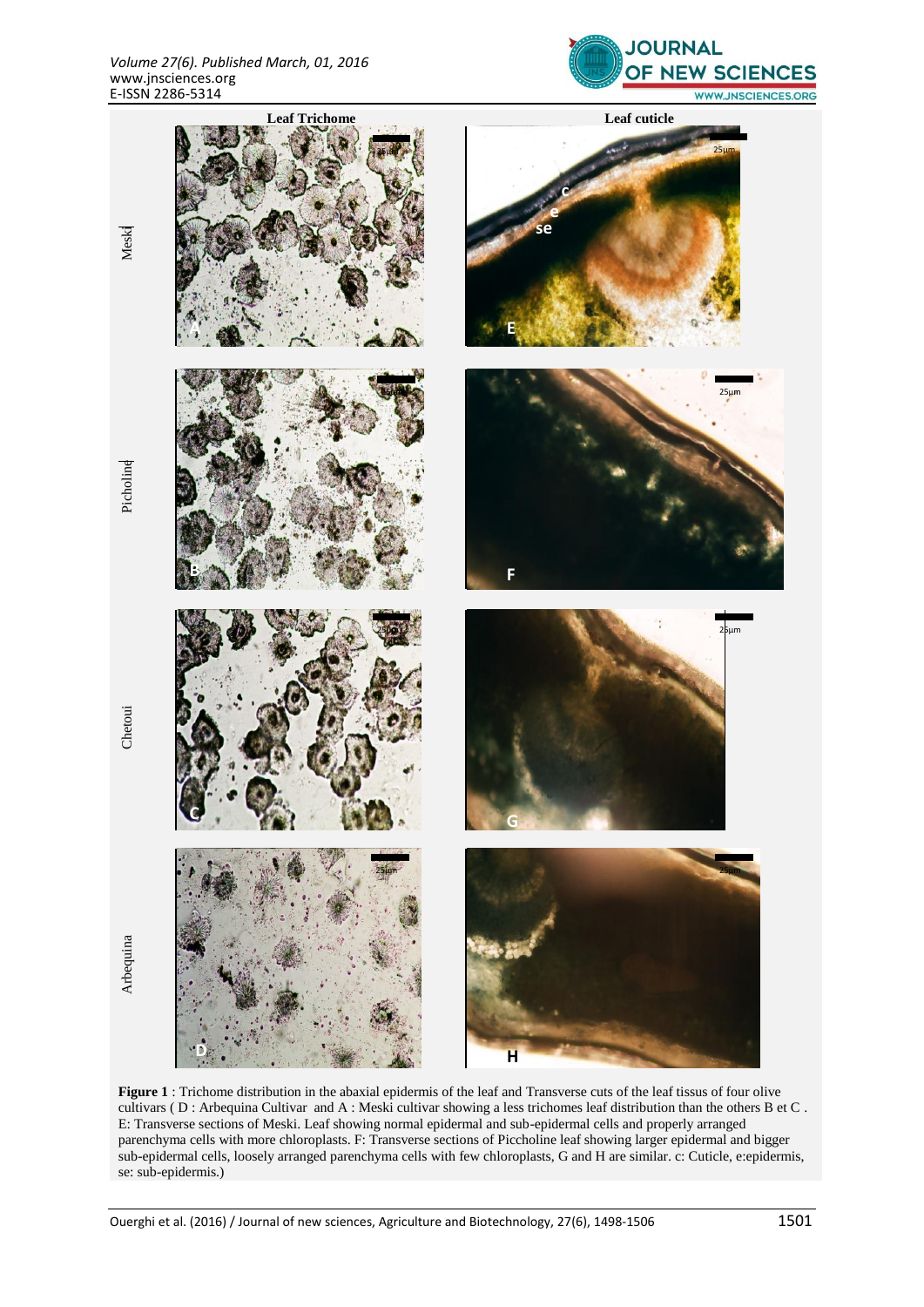**Figure 1** : Trichome distribution in the abaxial epidermis of the leaf and Transverse cuts of the leaf tissus of four olive cultivars ( D : Arbequina Cultivar and A : Meski cultivar showing a less trichomes leaf distribution than the others B et C . E: Transverse sections of Meski. Leaf showing normal epidermal and sub-epidermal cells and properly arranged parenchyma cells with more chloroplasts. F: Transverse sections of Piccholine leaf showing larger epidermal and bigger sub-epidermal cells, loosely arranged parenchyma cells with few chloroplasts, G and H are similar. c: Cuticle, e:epidermis, se: sub-epidermis.)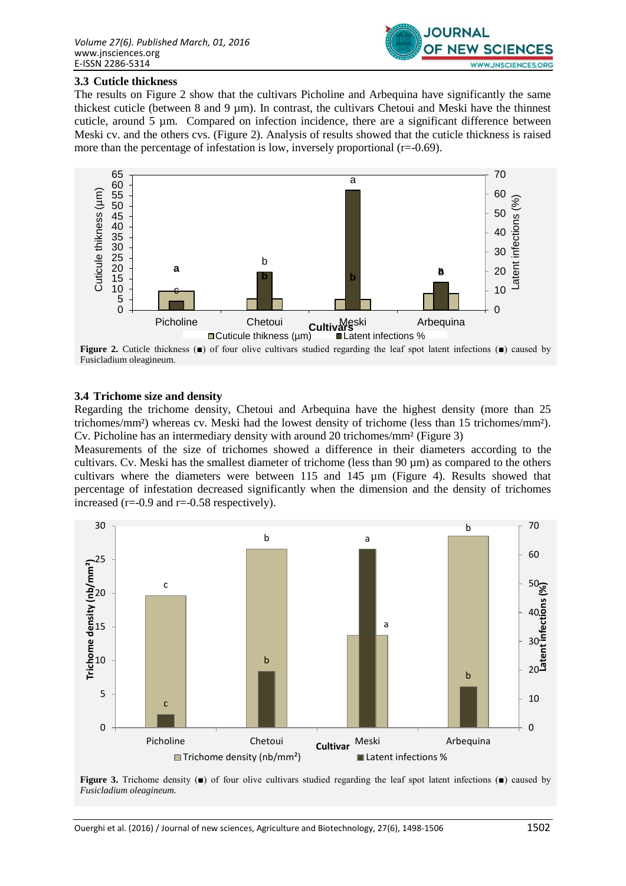### 3.3 Cuticle thickness

The results on Figure 2 show that the cultivars Picholine and Arbequina have significantly the same thickest cuticle (between 8 and 9 µm). In contrast, the cultivars Chetoui and Meski have the thinnest cuticle, around 5 µm. Compared on infection incidence, there are a significant difference between Meski cv. and the others cvs. (Figure 2). Analysis of results showed that the cuticle thickness is raised more than the percentage of infestation is low, inversely proportional (r=-0.69).

**Figure 2.** Cuticle thickness (■) of four olive cultivars studied regarding the leaf spot latent infections (■) caused by Fusicladium oleagineum.

### 3.4 Trichome size and density

Regarding the trichome density, Chetoui and Arbequina have the highest density (more than 25 trichomes/mm²) whereas cv. Meski had the lowest density of trichome (less than 15 trichomes/mm²). Cv. Picholine has an intermediary density with around 20 trichomes/mm² (Figure 3)

Measurements of the size of trichomes showed a difference in their diameters according to the cultivars. Cv. Meski has the smallest diameter of trichome (less than 90 µm) as compared to the others cultivars where the diameters were between 115 and 145 µm (Figure 4). Results showed that percentage of infestation decreased significantly when the dimension and the density of trichomes increased (r=-0.9 and r=-0.58 respectively).

**Figure 3.** Trichome density (■) of four olive cultivars studied regarding the leaf spot latent infections (■) caused by *Fusicladium oleagineum.*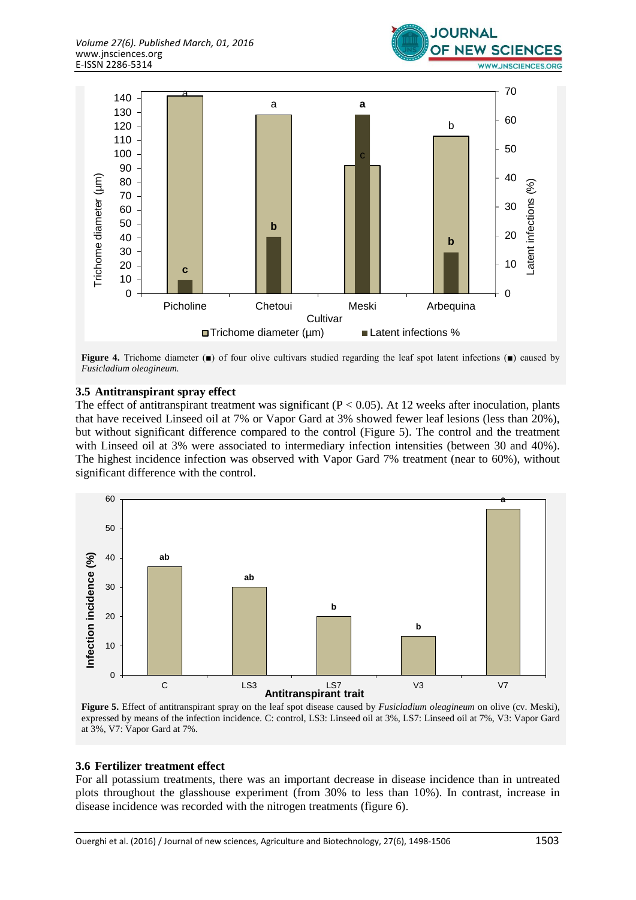**Figure 4.** Trichome diameter (■) of four olive cultivars studied regarding the leaf spot latent infections (■) caused by *Fusicladium oleagineum.*

### 3.5 Antitranspirant spray effect

The effect of antitranspirant treatment was significant ($P < 0.05$). At 12 weeks after inoculation, plants that have received Linseed oil at 7% or Vapor Gard at 3% showed fewer leaf lesions (less than 20%), but without significant difference compared to the control (Figure 5). The control and the treatment with Linseed oil at 3% were associated to intermediary infection intensities (between 30 and 40%). The highest incidence infection was observed with Vapor Gard 7% treatment (near to 60%), without significant difference with the control.

**Figure 5.** Effect of antitranspirant spray on the leaf spot disease caused by *Fusicladium oleagineum* on olive (cv. Meski), expressed by means of the infection incidence. C: control, LS3: Linseed oil at 3%, LS7: Linseed oil at 7%, V3: Vapor Gard at 3%, V7: Vapor Gard at 7%.

### 3.6 Fertilizer treatment effect

For all potassium treatments, there was an important decrease in disease incidence than in untreated plots throughout the glasshouse experiment (from 30% to less than 10%). In contrast, increase in disease incidence was recorded with the nitrogen treatments (figure 6).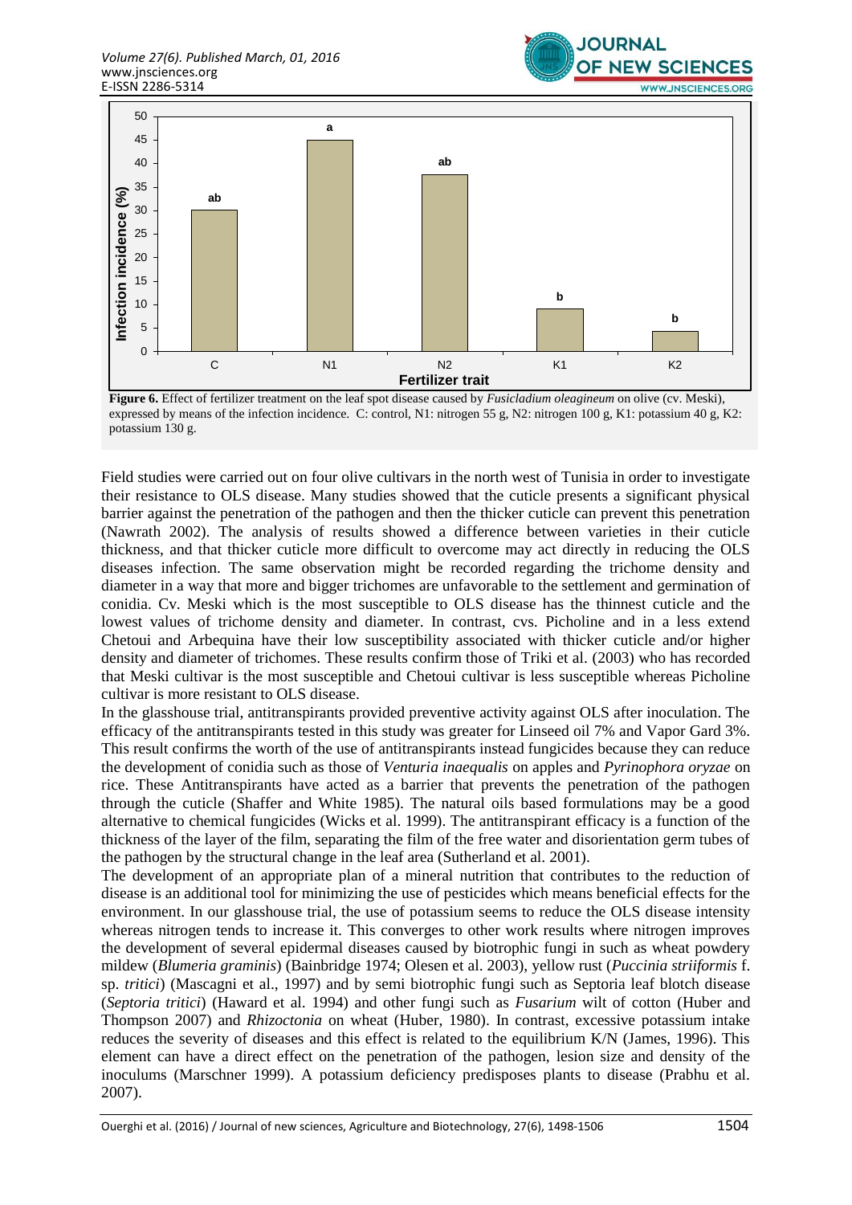**Figure 6.** Effect of fertilizer treatment on the leaf spot disease caused by *Fusicladium oleagineum* on olive (cv. Meski), expressed by means of the infection incidence. C: control, N1: nitrogen 55 g, N2: nitrogen 100 g, K1: potassium 40 g, K2: potassium 130 g.

Field studies were carried out on four olive cultivars in the north west of Tunisia in order to investigate their resistance to OLS disease. Many studies showed that the cuticle presents a significant physical barrier against the penetration of the pathogen and then the thicker cuticle can prevent this penetration (Nawrath 2002). The analysis of results showed a difference between varieties in their cuticle thickness, and that thicker cuticle more difficult to overcome may act directly in reducing the OLS diseases infection. The same observation might be recorded regarding the trichome density and diameter in a way that more and bigger trichomes are unfavorable to the settlement and germination of conidia. Cv. Meski which is the most susceptible to OLS disease has the thinnest cuticle and the lowest values of trichome density and diameter. In contrast, cvs. Picholine and in a less extend Chetoui and Arbequina have their low susceptibility associated with thicker cuticle and/or higher density and diameter of trichomes. These results confirm those of Triki et al. (2003) who has recorded that Meski cultivar is the most susceptible and Chetoui cultivar is less susceptible whereas Picholine cultivar is more resistant to OLS disease.

In the glasshouse trial, antitranspirants provided preventive activity against OLS after inoculation. The efficacy of the antitranspirants tested in this study was greater for Linseed oil 7% and Vapor Gard 3%. This result confirms the worth of the use of antitranspirants instead fungicides because they can reduce the development of conidia such as those of *Venturia inaequalis* on apples and *Pyrinophora oryzae* on rice. These Antitranspirants have acted as a barrier that prevents the penetration of the pathogen through the cuticle (Shaffer and White 1985). The natural oils based formulations may be a good alternative to chemical fungicides (Wicks et al. 1999). The antitranspirant efficacy is a function of the thickness of the layer of the film, separating the film of the free water and disorientation germ tubes of the pathogen by the structural change in the leaf area (Sutherland et al. 2001).

The development of an appropriate plan of a mineral nutrition that contributes to the reduction of disease is an additional tool for minimizing the use of pesticides which means beneficial effects for the environment. In our glasshouse trial, the use of potassium seems to reduce the OLS disease intensity whereas nitrogen tends to increase it. This converges to other work results where nitrogen improves the development of several epidermal diseases caused by biotrophic fungi in such as wheat powdery mildew (*Blumeria graminis*) (Bainbridge 1974; Olesen et al. 2003), yellow rust (*Puccinia striiformis* f. sp. *tritici*) (Mascagni et al., 1997) and by semi biotrophic fungi such as Septoria leaf blotch disease (*Septoria tritici*) (Haward et al. 1994) and other fungi such as *Fusarium* wilt of cotton (Huber and Thompson 2007) and *Rhizoctonia* on wheat (Huber, 1980). In contrast, excessive potassium intake reduces the severity of diseases and this effect is related to the equilibrium K/N (James, 1996). This element can have a direct effect on the penetration of the pathogen, lesion size and density of the inoculums (Marschner 1999). A potassium deficiency predisposes plants to disease (Prabhu et al. 2007).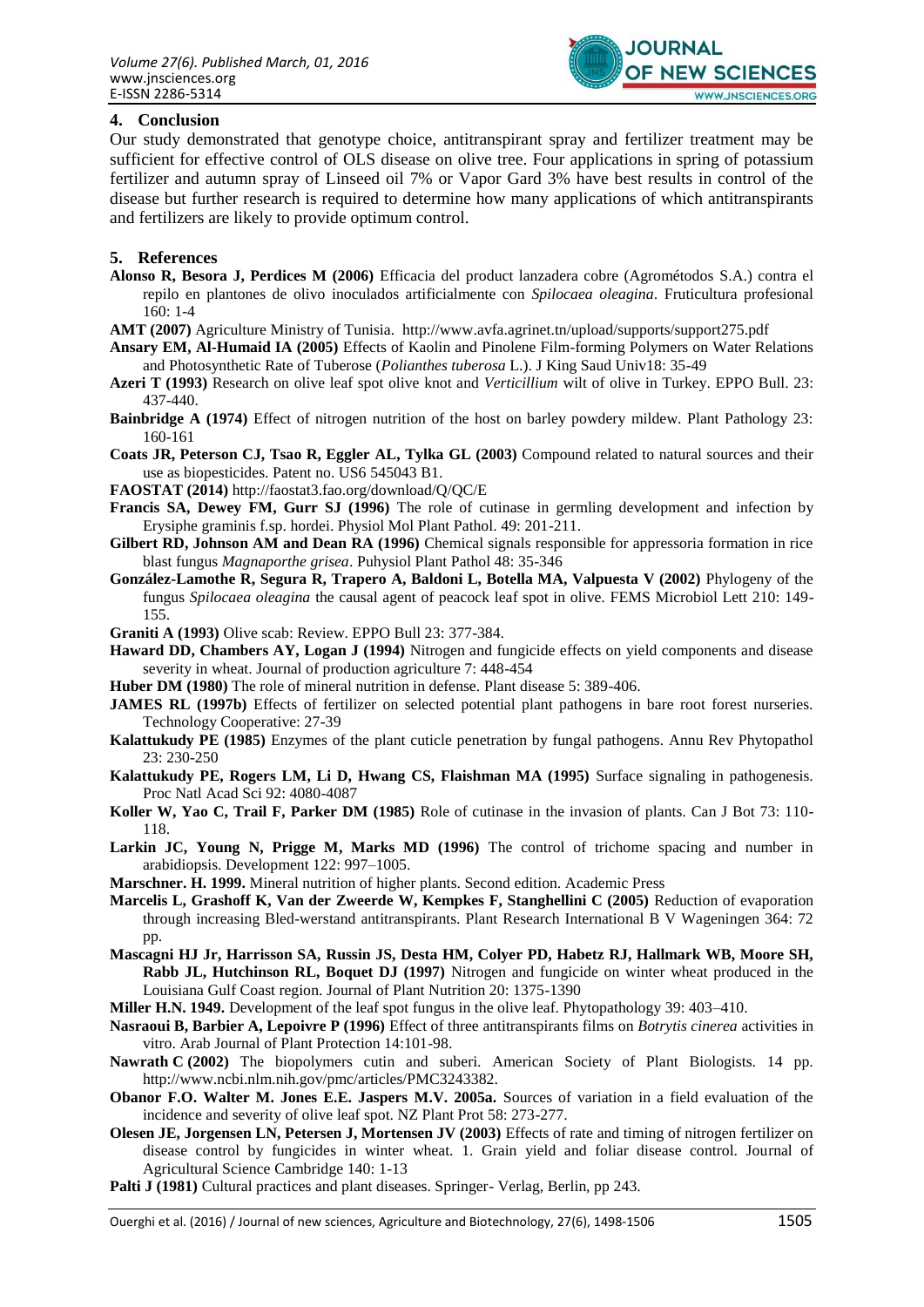## 4. Conclusion

Our study demonstrated that genotype choice, antitranspirant spray and fertilizer treatment may be sufficient for effective control of OLS disease on olive tree. Four applications in spring of potassium fertilizer and autumn spray of Linseed oil 7% or Vapor Gard 3% have best results in control of the disease but further research is required to determine how many applications of which antitranspirants and fertilizers are likely to provide optimum control.

## 5. References

**Alonso R, Besora J, Perdices M (2006)** Efficacia del product lanzadera cobre (Agrométodos S.A.) contra el repilo en plantones de olivo inoculados artificialmente con *Spilocaea oleagina*. Fruticultura profesional 160: 1-4

**AMT (2007)** Agriculture Ministry of Tunisia. http://www.avfa.agrinet.tn/upload/supports/support275.pdf

**Ansary EM, Al-Humaid IA (2005)** Effects of Kaolin and Pinolene Film-forming Polymers on Water Relations and Photosynthetic Rate of Tuberose (*Polianthes tuberosa* L.). J King Saud Univ18: 35-49

**Azeri T (1993)** Research on olive leaf spot olive knot and *Verticillium* wilt of olive in Turkey. EPPO Bull. 23: 437-440.

**Bainbridge A (1974)** Effect of nitrogen nutrition of the host on barley powdery mildew. Plant Pathology 23: 160-161

**Coats JR, Peterson CJ, Tsao R, Eggler AL, Tylka GL (2003)** Compound related to natural sources and their use as biopesticides. Patent no. US6 545043 B1.

**FAOSTAT (2014)** http://faostat3.fao.org/download/Q/QC/E

**Francis SA, Dewey FM, Gurr SJ (1996)** The role of cutinase in germling development and infection by Erysiphe graminis f.sp. hordei. Physiol Mol Plant Pathol. 49: 201-211.

**Gilbert RD, Johnson AM and Dean RA (1996)** Chemical signals responsible for appressoria formation in rice blast fungus *Magnaporthe grisea*. Puhysiol Plant Pathol 48: 35-346

**González-Lamothe R, Segura R, Trapero A, Baldoni L, Botella MA, Valpuesta V (2002)** Phylogeny of the fungus *Spilocaea oleagina* the causal agent of peacock leaf spot in olive. FEMS Microbiol Lett 210: 149-155.

**Graniti A (1993)** Olive scab: Review. EPPO Bull 23: 377-384.

**Haward DD, Chambers AY, Logan J (1994)** Nitrogen and fungicide effects on yield components and disease severity in wheat. Journal of production agriculture 7: 448-454

**Huber DM (1980)** The role of mineral nutrition in defense. Plant disease 5: 389-406.

**JAMES RL (1997b)** Effects of fertilizer on selected potential plant pathogens in bare root forest nurseries. Technology Cooperative: 27-39

**Kalattukudy PE (1985)** Enzymes of the plant cuticle penetration by fungal pathogens. Annu Rev Phytopathol 23: 230-250

**Kalattukudy PE, Rogers LM, Li D, Hwang CS, Flaishman MA (1995)** Surface signaling in pathogenesis. Proc Natl Acad Sci 92: 4080-4087

**Koller W, Yao C, Trail F, Parker DM (1985)** Role of cutinase in the invasion of plants. Can J Bot 73: 110-118.

**Larkin JC, Young N, Prigge M, Marks MD (1996)** The control of trichome spacing and number in arabidiopsis. Development 122: 997–1005.

**Marschner. H. 1999.** Mineral nutrition of higher plants. Second edition. Academic Press

**Marcelis L, Grashoff K, Van der Zweerde W, Kempkes F, Stanghellini C (2005)** Reduction of evaporation through increasing Bled-werstand antitranspirants. Plant Research International B V Wageningen 364: 72 pp.

**Mascagni HJ Jr, Harrisson SA, Russin JS, Desta HM, Colyer PD, Habetz RJ, Hallmark WB, Moore SH, Rabb JL, Hutchinson RL, Boquet DJ (1997)** Nitrogen and fungicide on winter wheat produced in the Louisiana Gulf Coast region. Journal of Plant Nutrition 20: 1375-1390

**Miller H.N. 1949.** Development of the leaf spot fungus in the olive leaf. Phytopathology 39: 403–410.

**Nasraoui B, Barbier A, Lepoivre P (1996)** Effect of three antitranspirants films on *Botrytis cinerea* activities in vitro. Arab Journal of Plant Protection 14:101-98.

**Nawrath C (2002)** The biopolymers cutin and suberi. American Society of Plant Biologists. 14 pp. http://www.ncbi.nlm.nih.gov/pmc/articles/PMC3243382.

**Obanor F.O. Walter M. Jones E.E. Jaspers M.V. 2005a.** Sources of variation in a field evaluation of the incidence and severity of olive leaf spot. NZ Plant Prot 58: 273-277.

**Olesen JE, Jorgensen LN, Petersen J, Mortensen JV (2003)** Effects of rate and timing of nitrogen fertilizer on disease control by fungicides in winter wheat. 1. Grain yield and foliar disease control. Journal of Agricultural Science Cambridge 140: 1-13

**Palti J (1981)** Cultural practices and plant diseases. Springer- Verlag, Berlin, pp 243.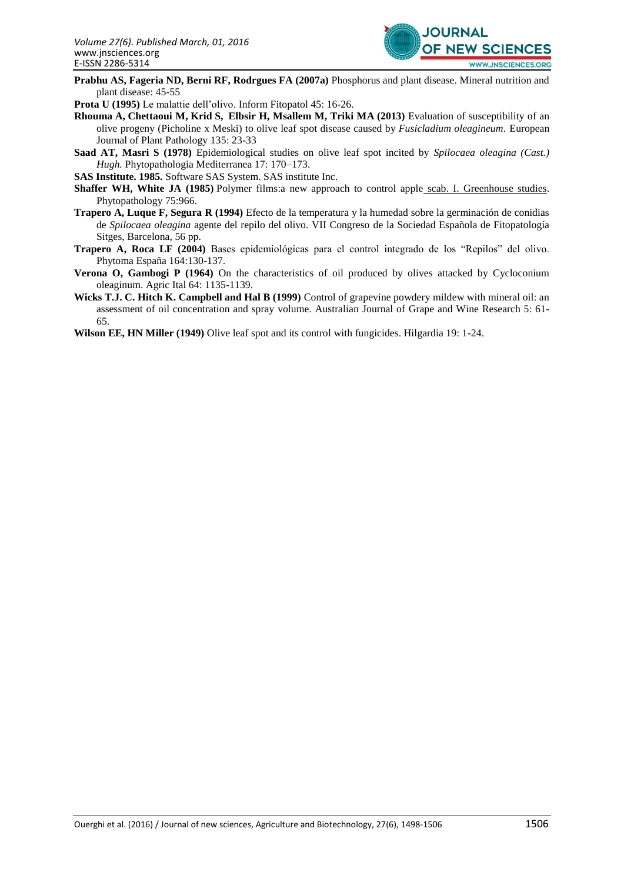**Prabhu AS, Fageria ND, Berni RF, Rodrgues FA (2007a)** Phosphorus and plant disease. Mineral nutrition and plant disease: 45-55

**Prota U (1995)** Le malattie dell'olivo. Inform Fitopatol 45: 16-26.

**Rhouma A, Chettaoui M, Krid S, Elbsir H, Msallem M, Triki MA (2013)** Evaluation of susceptibility of an olive progeny (Picholine x Meski) to olive leaf spot disease caused by *Fusicladium oleagineum*. European Journal of Plant Pathology 135: 23-33

**Saad AT, Masri S (1978)** Epidemiological studies on olive leaf spot incited by *Spilocaea oleagina (Cast.) Hugh.* Phytopathologia Mediterranea 17: 170–173.

**SAS Institute. 1985.** Software SAS System. SAS institute Inc.

**Shaffer WH, White JA (1985)** Polymer films:a new approach to control apple scab. I. Greenhouse studies. Phytopathology 75:966.

**Trapero A, Luque F, Segura R (1994)** Efecto de la temperatura y la humedad sobre la germinación de conidias de *Spilocaea oleagina* agente del repilo del olivo. VII Congreso de la Sociedad Española de Fitopatología Sitges, Barcelona, 56 pp.

**Trapero A, Roca LF (2004)** Bases epidemiológicas para el control integrado de los "Repilos" del olivo. Phytoma España 164:130-137.

**Verona O, Gambogi P (1964)** On the characteristics of oil produced by olives attacked by Cycloconium oleaginum. Agric Ital 64: 1135-1139.

**Wicks T.J. C. Hitch K. Campbell and Hal B (1999)** Control of grapevine powdery mildew with mineral oil: an assessment of oil concentration and spray volume. Australian Journal of Grape and Wine Research 5: 61-65.

**Wilson EE, HN Miller (1949)** Olive leaf spot and its control with fungicides. Hilgardia 19: 1-24.